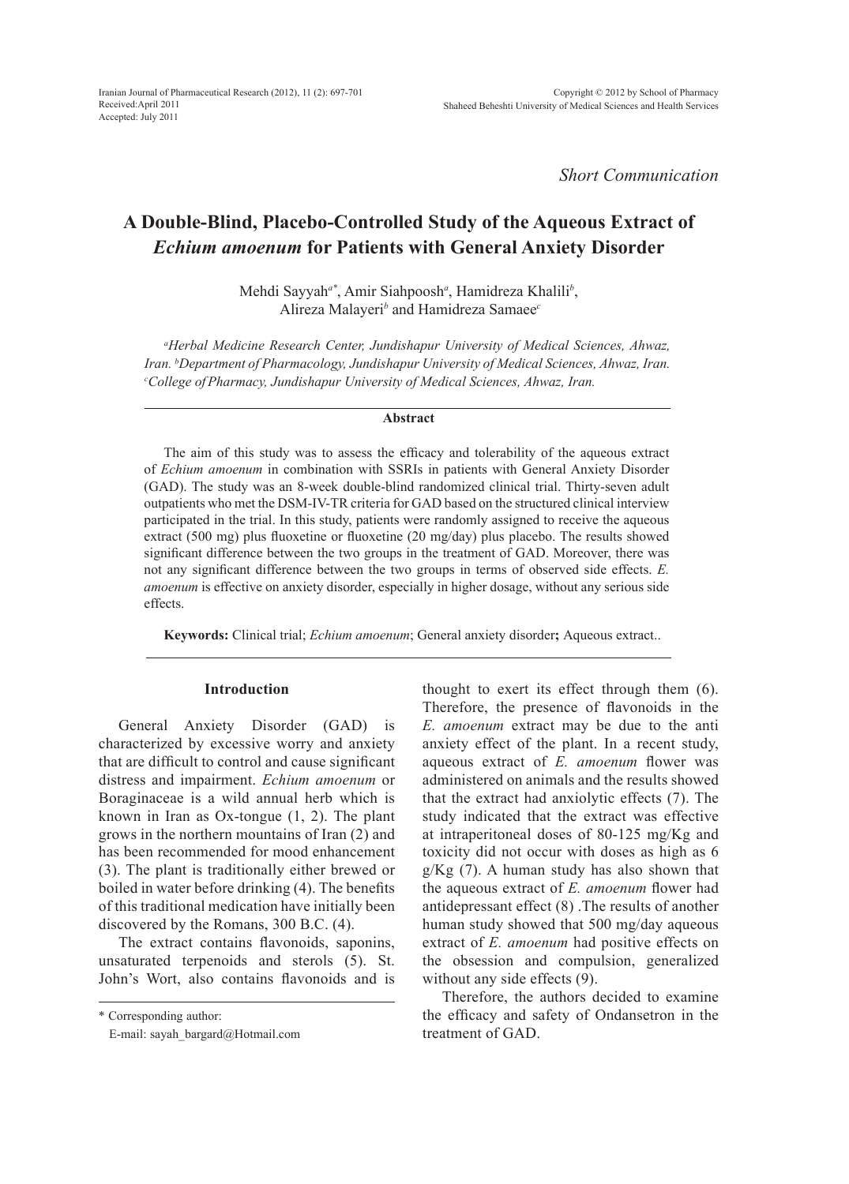Received:April 2011
Accepted: July 2011

*Short Communication*

# A Double-Blind, Placebo-Controlled Study of the Aqueous Extract of *Echium amoenum* for Patients with General Anxiety Disorder

Mehdi Sayyah[a*], Amir Siahpoosh[a], Hamidreza Khalili[b], Alireza Malayeri[b] and Hamidreza Samaee[c]

[a]*Herbal Medicine Research Center, Jundishapur University of Medical Sciences, Ahwaz, Iran.* [b]*Department of Pharmacology, Jundishapur University of Medical Sciences, Ahwaz, Iran.* [c]*College of Pharmacy, Jundishapur University of Medical Sciences, Ahwaz, Iran.*

## Abstract

The aim of this study was to assess the efficacy and tolerability of the aqueous extract of *Echium amoenum* in combination with SSRIs in patients with General Anxiety Disorder (GAD). The study was an 8-week double-blind randomized clinical trial. Thirty-seven adult outpatients who met the DSM-IV-TR criteria for GAD based on the structured clinical interview participated in the trial. In this study, patients were randomly assigned to receive the aqueous extract (500 mg) plus fluoxetine or fluoxetine (20 mg/day) plus placebo. The results showed significant difference between the two groups in the treatment of GAD. Moreover, there was not any significant difference between the two groups in terms of observed side effects. *E. amoenum* is effective on anxiety disorder, especially in higher dosage, without any serious side effects.

**Keywords:** Clinical trial; *Echium amoenum*; General anxiety disorder**;** Aqueous extract..

## Introduction

General Anxiety Disorder (GAD) is characterized by excessive worry and anxiety that are difficult to control and cause significant distress and impairment. *Echium amoenum* or Boraginaceae is a wild annual herb which is known in Iran as Ox-tongue (1, 2). The plant grows in the northern mountains of Iran (2) and has been recommended for mood enhancement (3). The plant is traditionally either brewed or boiled in water before drinking (4). The benefits of this traditional medication have initially been discovered by the Romans, 300 B.C. (4).

The extract contains flavonoids, saponins, unsaturated terpenoids and sterols (5). St. John's Wort, also contains flavonoids and is thought to exert its effect through them (6). Therefore, the presence of flavonoids in the *E. amoenum* extract may be due to the anti anxiety effect of the plant. In a recent study, aqueous extract of *E. amoenum* flower was administered on animals and the results showed that the extract had anxiolytic effects (7). The study indicated that the extract was effective at intraperitoneal doses of 80-125 mg/Kg and toxicity did not occur with doses as high as 6 g/Kg (7). A human study has also shown that the aqueous extract of *E. amoenum* flower had antidepressant effect (8) .The results of another human study showed that 500 mg/day aqueous extract of *E. amoenum* had positive effects on the obsession and compulsion, generalized without any side effects (9).

Therefore, the authors decided to examine the efficacy and safety of Ondansetron in the treatment of GAD.

\* Corresponding author:
E-mail: sayah_bargard@Hotmail.com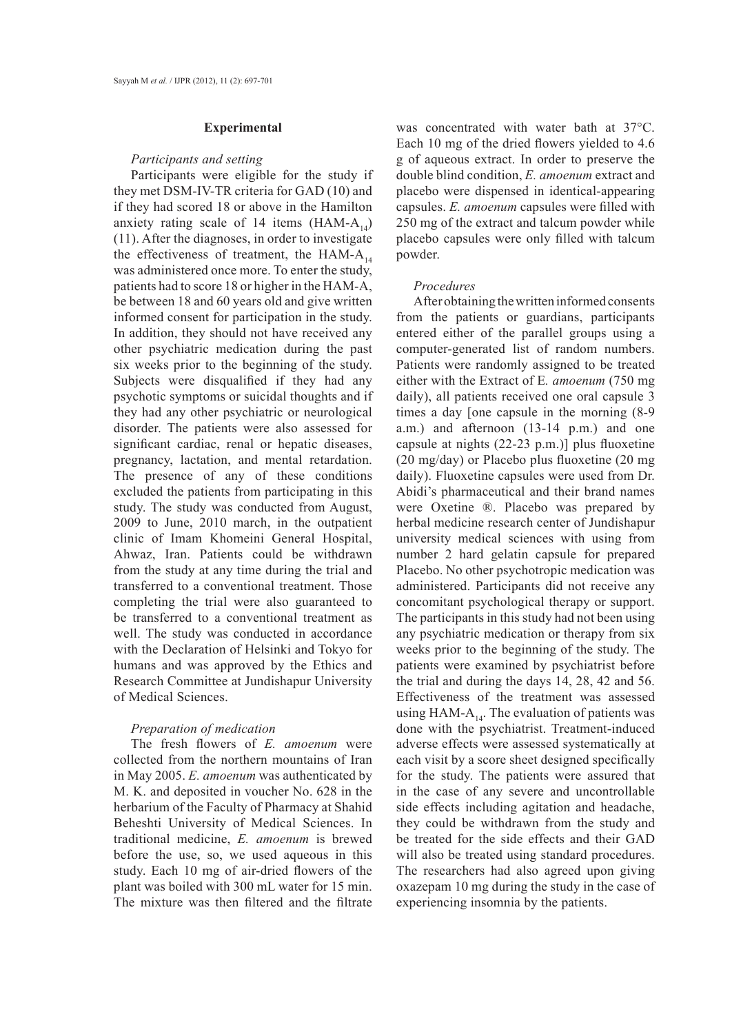## Experimental

### *Participants and setting*

Participants were eligible for the study if they met DSM-IV-TR criteria for GAD (10) and if they had scored 18 or above in the Hamilton anxiety rating scale of 14 items (HAM-$A_{14}$) (11). After the diagnoses, in order to investigate the effectiveness of treatment, the HAM-$A_{14}$ was administered once more. To enter the study, patients had to score 18 or higher in the HAM-A, be between 18 and 60 years old and give written informed consent for participation in the study. In addition, they should not have received any other psychiatric medication during the past six weeks prior to the beginning of the study. Subjects were disqualified if they had any psychotic symptoms or suicidal thoughts and if they had any other psychiatric or neurological disorder. The patients were also assessed for significant cardiac, renal or hepatic diseases, pregnancy, lactation, and mental retardation. The presence of any of these conditions excluded the patients from participating in this study. The study was conducted from August, 2009 to June, 2010 march, in the outpatient clinic of Imam Khomeini General Hospital, Ahwaz, Iran. Patients could be withdrawn from the study at any time during the trial and transferred to a conventional treatment. Those completing the trial were also guaranteed to be transferred to a conventional treatment as well. The study was conducted in accordance with the Declaration of Helsinki and Tokyo for humans and was approved by the Ethics and Research Committee at Jundishapur University of Medical Sciences.

### *Preparation of medication*

The fresh flowers of *E. amoenum* were collected from the northern mountains of Iran in May 2005. *E. amoenum* was authenticated by M. K. and deposited in voucher No. 628 in the herbarium of the Faculty of Pharmacy at Shahid Beheshti University of Medical Sciences. In traditional medicine, *E. amoenum* is brewed before the use, so, we used aqueous in this study. Each 10 mg of air-dried flowers of the plant was boiled with 300 mL water for 15 min. The mixture was then filtered and the filtrate was concentrated with water bath at 37°C. Each 10 mg of the dried flowers yielded to 4.6 g of aqueous extract. In order to preserve the double blind condition, *E. amoenum* extract and placebo were dispensed in identical-appearing capsules. *E. amoenum* capsules were filled with 250 mg of the extract and talcum powder while placebo capsules were only filled with talcum powder.

### *Procedures*

After obtaining the written informed consents from the patients or guardians, participants entered either of the parallel groups using a computer-generated list of random numbers. Patients were randomly assigned to be treated either with the Extract of E. *amoenum* (750 mg daily), all patients received one oral capsule 3 times a day [one capsule in the morning (8-9 a.m.) and afternoon (13-14 p.m.) and one capsule at nights (22-23 p.m.)] plus fluoxetine (20 mg/day) or Placebo plus fluoxetine (20 mg daily). Fluoxetine capsules were used from Dr. Abidi's pharmaceutical and their brand names were Oxetine ®. Placebo was prepared by herbal medicine research center of Jundishapur university medical sciences with using from number 2 hard gelatin capsule for prepared Placebo. No other psychotropic medication was administered. Participants did not receive any concomitant psychological therapy or support. The participants in this study had not been using any psychiatric medication or therapy from six weeks prior to the beginning of the study. The patients were examined by psychiatrist before the trial and during the days 14, 28, 42 and 56. Effectiveness of the treatment was assessed using HAM-$A_{14}$. The evaluation of patients was done with the psychiatrist. Treatment-induced adverse effects were assessed systematically at each visit by a score sheet designed specifically for the study. The patients were assured that in the case of any severe and uncontrollable side effects including agitation and headache, they could be withdrawn from the study and be treated for the side effects and their GAD will also be treated using standard procedures. The researchers had also agreed upon giving oxazepam 10 mg during the study in the case of experiencing insomnia by the patients.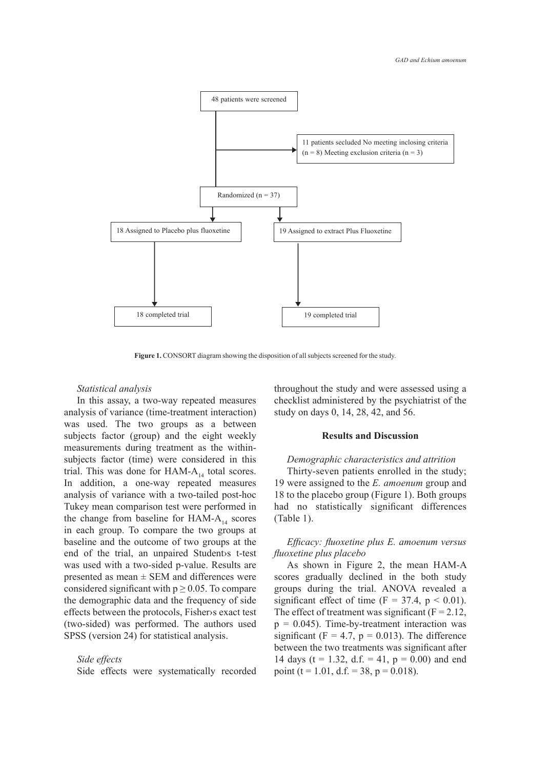48 patients were screened

11 patients secluded No meeting inclosing criteria (n = 8) Meeting exclusion criteria (n = 3)

Randomized (n = 37)

18 Assigned to Placebo plus fluoxetine

19 Assigned to extract Plus Fluoxetine

18 completed trial

19 completed trial

**Figure 1.** CONSORT diagram showing the disposition of all subjects screened for the study.

*Statistical analysis*

In this assay, a two-way repeated measures analysis of variance (time-treatment interaction) was used. The two groups as a between subjects factor (group) and the eight weekly measurements during treatment as the within-subjects factor (time) were considered in this trial. This was done for HAM-$A_{14}$ total scores. In addition, a one-way repeated measures analysis of variance with a two-tailed post-hoc Tukey mean comparison test were performed in the change from baseline for HAM-$A_{14}$ scores in each group. To compare the two groups at baseline and the outcome of two groups at the end of the trial, an unpaired Student›s t-test was used with a two-sided p-value. Results are presented as mean ± SEM and differences were considered significant with $p \geq 0.05$. To compare the demographic data and the frequency of side effects between the protocols, Fisher›s exact test (two-sided) was performed. The authors used SPSS (version 24) for statistical analysis.

*Side effects*

Side effects were systematically recorded throughout the study and were assessed using a checklist administered by the psychiatrist of the study on days 0, 14, 28, 42, and 56.

## Results and Discussion

*Demographic characteristics and attrition*

Thirty-seven patients enrolled in the study; 19 were assigned to the *E. amoenum* group and 18 to the placebo group (Figure 1). Both groups had no statistically significant differences (Table 1).

*Efficacy: fluoxetine plus E. amoenum versus fluoxetine plus placebo*

As shown in Figure 2, the mean HAM-A scores gradually declined in the both study groups during the trial. ANOVA revealed a significant effect of time ($F = 37.4$, $p < 0.01$). The effect of treatment was significant ($F = 2.12$, $p = 0.045$). Time-by-treatment interaction was significant ($F = 4.7$, $p = 0.013$). The difference between the two treatments was significant after 14 days ($t = 1.32$, d.f. = 41, $p = 0.00$) and end point ($t = 1.01$, d.f. = 38, $p = 0.018$).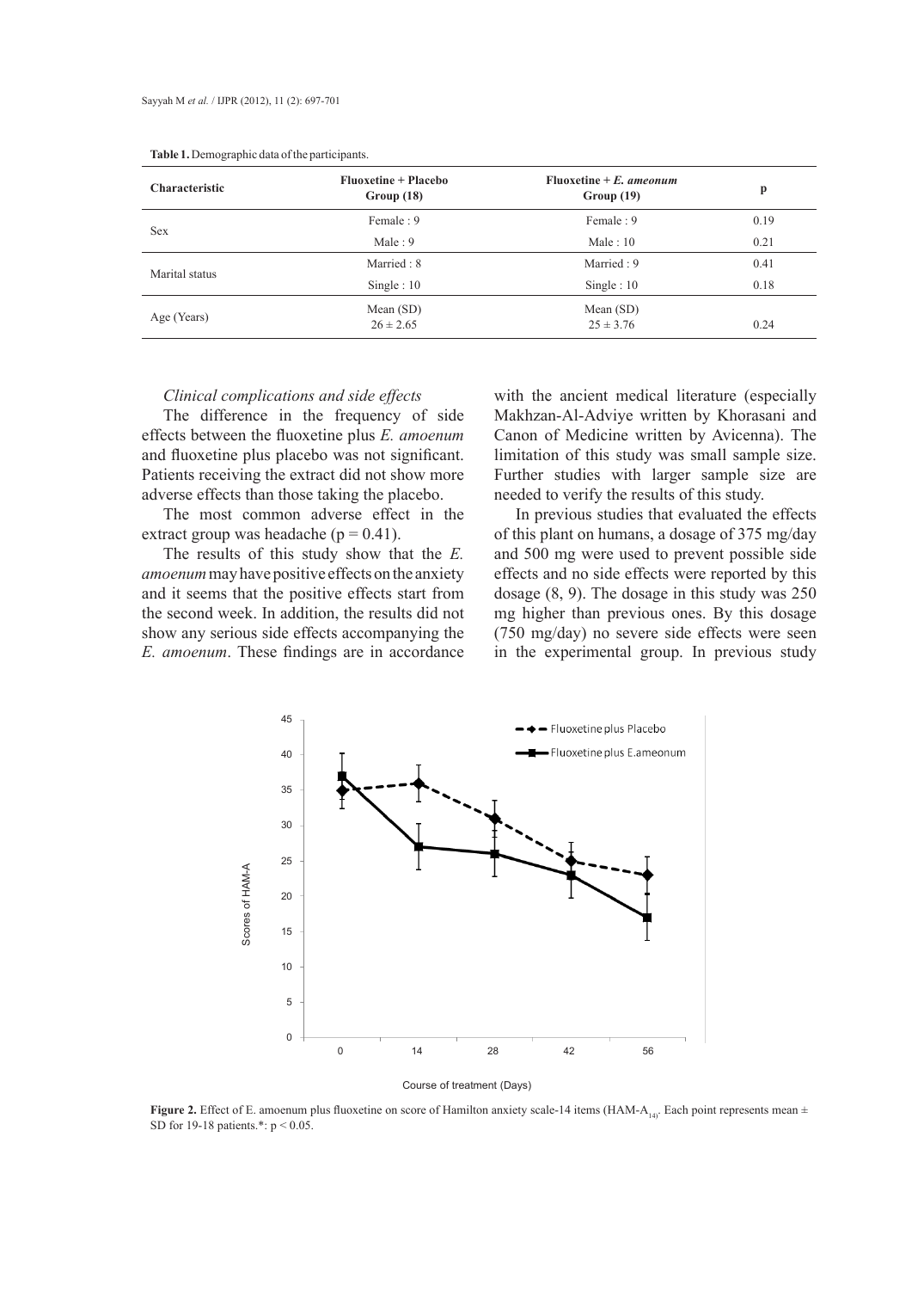**Table 1.** Demographic data of the participants.

| Characteristic | Fluoxetine + Placebo Group (18) | Fluoxetine + *E. ameonum* Group (19) | p |
|---|---|---|---|
| Sex | Female : 9 | Female : 9 | 0.19 |
| | Male : 9 | Male : 10 | 0.21 |
| Marital status | Married : 8 | Married : 9 | 0.41 |
| | Single : 10 | Single : 10 | 0.18 |
| Age (Years) | Mean (SD) $26 \pm 2.65$ | Mean (SD) $25 \pm 3.76$ | 0.24 |

*Clinical complications and side effects*

The difference in the frequency of side effects between the fluoxetine plus *E. amoenum* and fluoxetine plus placebo was not significant. Patients receiving the extract did not show more adverse effects than those taking the placebo.

The most common adverse effect in the extract group was headache ($p = 0.41$).

The results of this study show that the *E. amoenum* may have positive effects on the anxiety and it seems that the positive effects start from the second week. In addition, the results did not show any serious side effects accompanying the *E. amoenum*. These findings are in accordance with the ancient medical literature (especially Makhzan-Al-Adviye written by Khorasani and Canon of Medicine written by Avicenna). The limitation of this study was small sample size. Further studies with larger sample size are needed to verify the results of this study.

In previous studies that evaluated the effects of this plant on humans, a dosage of 375 mg/day and 500 mg were used to prevent possible side effects and no side effects were reported by this dosage (8, 9). The dosage in this study was 250 mg higher than previous ones. By this dosage (750 mg/day) no severe side effects were seen in the experimental group. In previous study

**Figure 2.** Effect of E. amoenum plus fluoxetine on score of Hamilton anxiety scale-14 items ($HAM\text{-}A_{14}$). Each point represents mean ± SD for 19-18 patients.*: $p < 0.05$.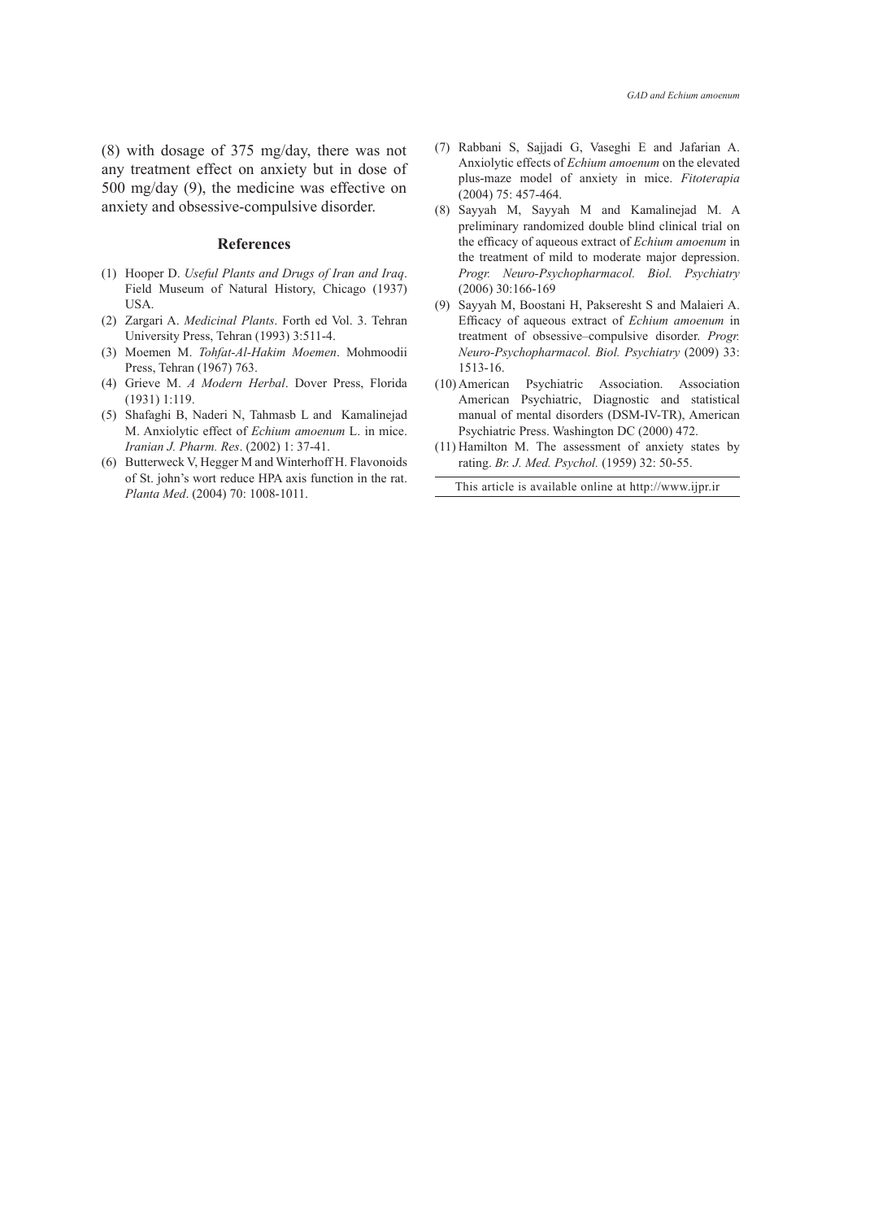(8) with dosage of 375 mg/day, there was not any treatment effect on anxiety but in dose of 500 mg/day (9), the medicine was effective on anxiety and obsessive-compulsive disorder.

## References

(1) Hooper D. *Useful Plants and Drugs of Iran and Iraq*. Field Museum of Natural History, Chicago (1937) USA.

(2) Zargari A. *Medicinal Plants*. Forth ed Vol. 3. Tehran University Press, Tehran (1993) 3:511-4.

(3) Moemen M. *Tohfat-Al-Hakim Moemen*. Mohmoodii Press, Tehran (1967) 763.

(4) Grieve M. *A Modern Herbal*. Dover Press, Florida (1931) 1:119.

(5) Shafaghi B, Naderi N, Tahmasb L and Kamalinejad M. Anxiolytic effect of *Echium amoenum* L. in mice. *Iranian J. Pharm. Res*. (2002) 1: 37-41.

(6) Butterweck V, Hegger M and Winterhoff H. Flavonoids of St. john's wort reduce HPA axis function in the rat. *Planta Med*. (2004) 70: 1008-1011.

(7) Rabbani S, Sajjadi G, Vaseghi E and Jafarian A. Anxiolytic effects of *Echium amoenum* on the elevated plus-maze model of anxiety in mice. *Fitoterapia* (2004) 75: 457-464.

(8) Sayyah M, Sayyah M and Kamalinejad M. A preliminary randomized double blind clinical trial on the efficacy of aqueous extract of *Echium amoenum* in the treatment of mild to moderate major depression. *Progr. Neuro-Psychopharmacol. Biol. Psychiatry* (2006) 30:166-169

(9) Sayyah M, Boostani H, Pakseresht S and Malaieri A. Efficacy of aqueous extract of *Echium amoenum* in treatment of obsessive–compulsive disorder. *Progr. Neuro-Psychopharmacol. Biol. Psychiatry* (2009) 33: 1513-16.

(10) American Psychiatric Association. Association American Psychiatric, Diagnostic and statistical manual of mental disorders (DSM-IV-TR), American Psychiatric Press. Washington DC (2000) 472.

(11) Hamilton M. The assessment of anxiety states by rating. *Br. J. Med. Psychol.* (1959) 32: 50-55.

This article is available online at http://www.ijpr.ir